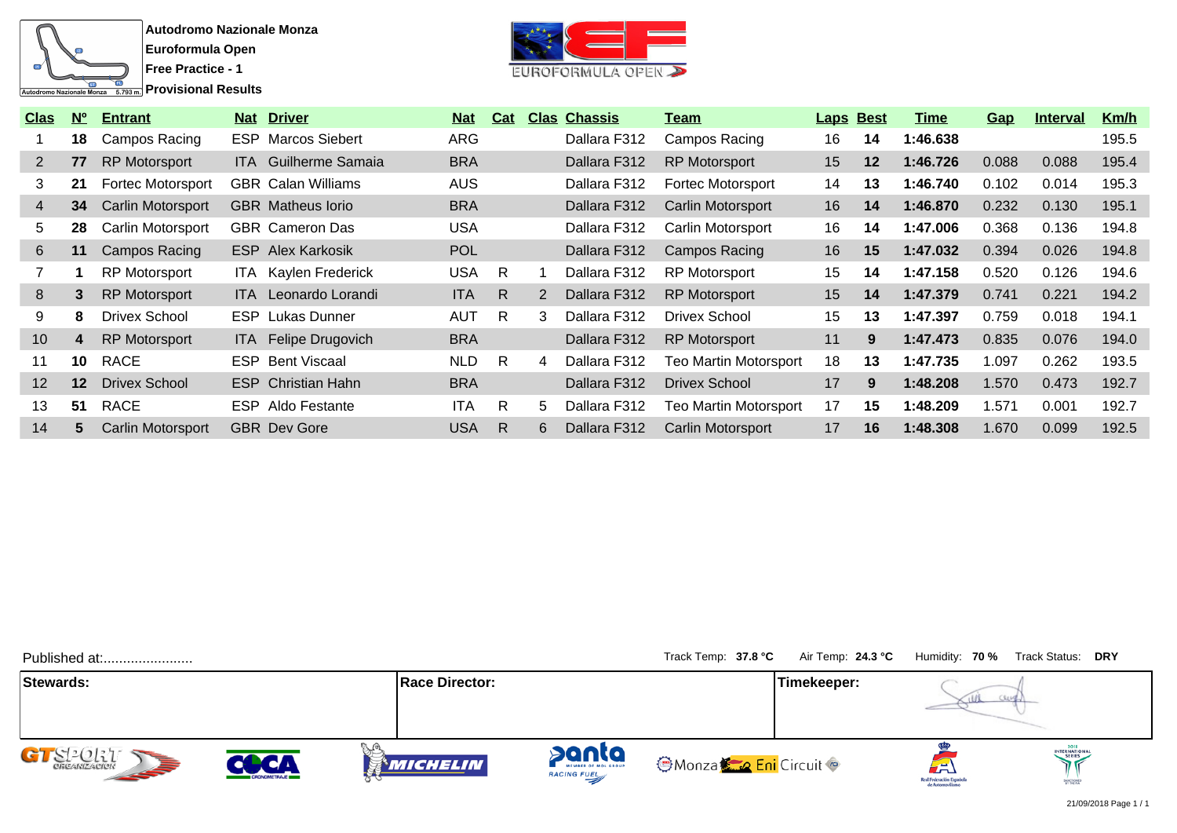**Autodromo Nazionale Monza**

**Euroformula Open**

**Free Practice - 1**

**Provisional Results**

| Clas | Nº | Entrant | Nat | Driver | Nat | Cat | Clas | Chassis | Team | Laps | Best | Time | Gap | Interval | Km/h |
|---|---|---|---|---|---|---|---|---|---|---|---|---|---|---|---|
| 1 | **18** | Campos Racing | ESP | Marcos Siebert | ARG | | | Dallara F312 | Campos Racing | 16 | **14** | **1:46.638** | | | 195.5 |
| 2 | **77** | RP Motorsport | ITA | Guilherme Samaia | BRA | | | Dallara F312 | RP Motorsport | 15 | **12** | **1:46.726** | 0.088 | 0.088 | 195.4 |
| 3 | **21** | Fortec Motorsport | GBR | Calan Williams | AUS | | | Dallara F312 | Fortec Motorsport | 14 | **13** | **1:46.740** | 0.102 | 0.014 | 195.3 |
| 4 | **34** | Carlin Motorsport | GBR | Matheus Iorio | BRA | | | Dallara F312 | Carlin Motorsport | 16 | **14** | **1:46.870** | 0.232 | 0.130 | 195.1 |
| 5 | **28** | Carlin Motorsport | GBR | Cameron Das | USA | | | Dallara F312 | Carlin Motorsport | 16 | **14** | **1:47.006** | 0.368 | 0.136 | 194.8 |
| 6 | **11** | Campos Racing | ESP | Alex Karkosik | POL | | | Dallara F312 | Campos Racing | 16 | **15** | **1:47.032** | 0.394 | 0.026 | 194.8 |
| 7 | **1** | RP Motorsport | ITA | Kaylen Frederick | USA | R | 1 | Dallara F312 | RP Motorsport | 15 | **14** | **1:47.158** | 0.520 | 0.126 | 194.6 |
| 8 | **3** | RP Motorsport | ITA | Leonardo Lorandi | ITA | R | 2 | Dallara F312 | RP Motorsport | 15 | **14** | **1:47.379** | 0.741 | 0.221 | 194.2 |
| 9 | **8** | Drivex School | ESP | Lukas Dunner | AUT | R | 3 | Dallara F312 | Drivex School | 15 | **13** | **1:47.397** | 0.759 | 0.018 | 194.1 |
| 10 | **4** | RP Motorsport | ITA | Felipe Drugovich | BRA | | | Dallara F312 | RP Motorsport | 11 | **9** | **1:47.473** | 0.835 | 0.076 | 194.0 |
| 11 | **10** | RACE | ESP | Bent Viscaal | NLD | R | 4 | Dallara F312 | Teo Martin Motorsport | 18 | **13** | **1:47.735** | 1.097 | 0.262 | 193.5 |
| 12 | **12** | Drivex School | ESP | Christian Hahn | BRA | | | Dallara F312 | Drivex School | 17 | **9** | **1:48.208** | 1.570 | 0.473 | 192.7 |
| 13 | **51** | RACE | ESP | Aldo Festante | ITA | R | 5 | Dallara F312 | Teo Martin Motorsport | 17 | **15** | **1:48.209** | 1.571 | 0.001 | 192.7 |
| 14 | **5** | Carlin Motorsport | GBR | Dev Gore | USA | R | 6 | Dallara F312 | Carlin Motorsport | 17 | **16** | **1:48.308** | 1.670 | 0.099 | 192.5 |

Published at:.......................

Track Temp: **37.8 °C** Air Temp: **24.3 °C** Humidity: **70 %** Track Status: **DRY**

| Stewards: | Race Director: | Timekeeper: |
|---|---|---|
| | | |

21/09/2018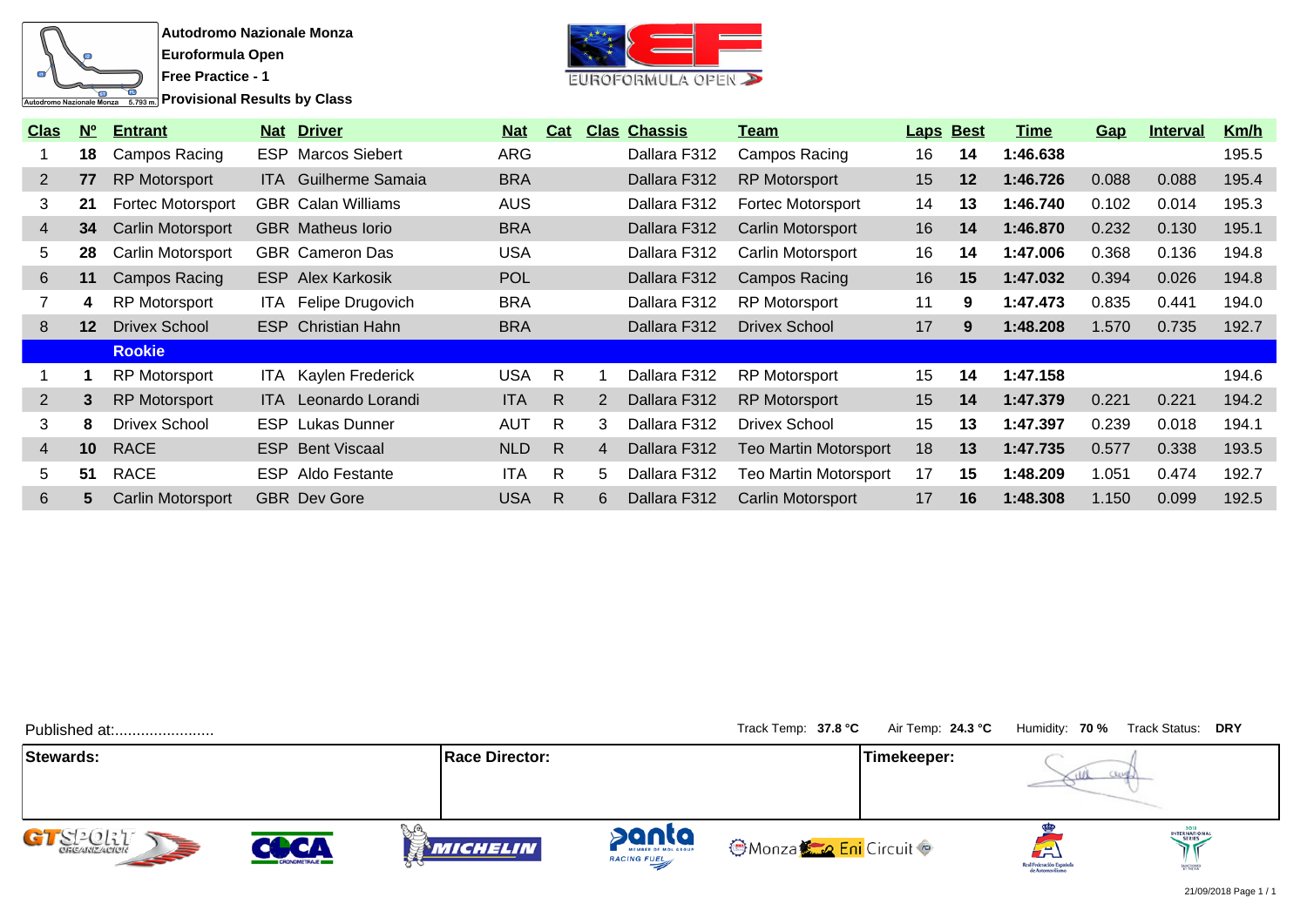**Autodromo Nazionale Monza**
**Euroformula Open**
**Free Practice - 1**
**Provisional Results by Class**

| Clas | Nº | Entrant | Nat | Driver | Nat | Cat | Clas | Chassis | Team | Laps | Best | Time | Gap | Interval | Km/h |
|---|---|---|---|---|---|---|---|---|---|---|---|---|---|---|---|
| 1 | **18** | Campos Racing | ESP | Marcos Siebert | ARG | | | Dallara F312 | Campos Racing | 16 | **14** | **1:46.638** | | | 195.5 |
| 2 | **77** | RP Motorsport | ITA | Guilherme Samaia | BRA | | | Dallara F312 | RP Motorsport | 15 | **12** | **1:46.726** | 0.088 | 0.088 | 195.4 |
| 3 | **21** | Fortec Motorsport | GBR | Calan Williams | AUS | | | Dallara F312 | Fortec Motorsport | 14 | **13** | **1:46.740** | 0.102 | 0.014 | 195.3 |
| 4 | **34** | Carlin Motorsport | GBR | Matheus Iorio | BRA | | | Dallara F312 | Carlin Motorsport | 16 | **14** | **1:46.870** | 0.232 | 0.130 | 195.1 |
| 5 | **28** | Carlin Motorsport | GBR | Cameron Das | USA | | | Dallara F312 | Carlin Motorsport | 16 | **14** | **1:47.006** | 0.368 | 0.136 | 194.8 |
| 6 | **11** | Campos Racing | ESP | Alex Karkosik | POL | | | Dallara F312 | Campos Racing | 16 | **15** | **1:47.032** | 0.394 | 0.026 | 194.8 |
| 7 | **4** | RP Motorsport | ITA | Felipe Drugovich | BRA | | | Dallara F312 | RP Motorsport | 11 | **9** | **1:47.473** | 0.835 | 0.441 | 194.0 |
| 8 | **12** | Drivex School | ESP | Christian Hahn | BRA | | | Dallara F312 | Drivex School | 17 | **9** | **1:48.208** | 1.570 | 0.735 | 192.7 |
| | | **Rookie** | | | | | | | | | | | | | |
| 1 | **1** | RP Motorsport | ITA | Kaylen Frederick | USA | R | 1 | Dallara F312 | RP Motorsport | 15 | **14** | **1:47.158** | | | 194.6 |
| 2 | **3** | RP Motorsport | ITA | Leonardo Lorandi | ITA | R | 2 | Dallara F312 | RP Motorsport | 15 | **14** | **1:47.379** | 0.221 | 0.221 | 194.2 |
| 3 | **8** | Drivex School | ESP | Lukas Dunner | AUT | R | 3 | Dallara F312 | Drivex School | 15 | **13** | **1:47.397** | 0.239 | 0.018 | 194.1 |
| 4 | **10** | RACE | ESP | Bent Viscaal | NLD | R | 4 | Dallara F312 | Teo Martin Motorsport | 18 | **13** | **1:47.735** | 0.577 | 0.338 | 193.5 |
| 5 | **51** | RACE | ESP | Aldo Festante | ITA | R | 5 | Dallara F312 | Teo Martin Motorsport | 17 | **15** | **1:48.209** | 1.051 | 0.474 | 192.7 |
| 6 | **5** | Carlin Motorsport | GBR | Dev Gore | USA | R | 6 | Dallara F312 | Carlin Motorsport | 17 | **16** | **1:48.308** | 1.150 | 0.099 | 192.5 |

Published at:.......................

Track Temp: **37.8 °C** Air Temp: **24.3 °C** Humidity: **70 %** Track Status: **DRY**

| Stewards: | Race Director: | Timekeeper: |
|---|---|---|
| | | |

21/09/2018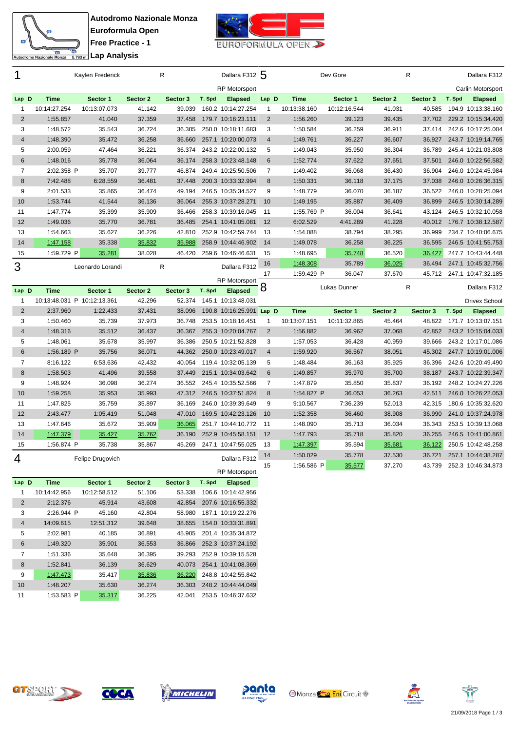**Autodromo Nazionale Monza**
**Euroformula Open**
**Free Practice - 1**
**Lap Analysis**

Autodromo Nazionale Monza 5.793 m.

## 1 Kaylen Frederick — R — Dallara F312 — RP Motorsport

| Lap | D | Time | Sector 1 | Sector 2 | Sector 3 | T. Spd | Elapsed |
|---|---|---|---|---|---|---|---|
| 1 | | 10:14:27.254 | 10:13:07.073 | 41.142 | 39.039 | 160.2 | 10:14:27.254 |
| 2 | | 1:55.857 | 41.040 | 37.359 | 37.458 | 179.7 | 10:16:23.111 |
| 3 | | 1:48.572 | 35.543 | 36.724 | 36.305 | 250.0 | 10:18:11.683 |
| 4 | | 1:48.390 | 35.472 | 36.258 | 36.660 | 257.1 | 10:20:00.073 |
| 5 | | 2:00.059 | 47.464 | 36.221 | 36.374 | 243.2 | 10:22:00.132 |
| 6 | | 1:48.016 | 35.778 | 36.064 | 36.174 | 258.3 | 10:23:48.148 |
| 7 | | 2:02.358 P | 35.707 | 39.777 | 46.874 | 249.4 | 10:25:50.506 |
| 8 | | 7:42.488 | 6:28.559 | 36.481 | 37.448 | 200.3 | 10:33:32.994 |
| 9 | | 2:01.533 | 35.865 | 36.474 | 49.194 | 246.5 | 10:35:34.527 |
| 10 | | 1:53.744 | 41.544 | 36.136 | 36.064 | 255.3 | 10:37:28.271 |
| 11 | | 1:47.774 | 35.399 | 35.909 | 36.466 | 258.3 | 10:39:16.045 |
| 12 | | 1:49.036 | 35.770 | 36.781 | 36.485 | 254.1 | 10:41:05.081 |
| 13 | | 1:54.663 | 35.627 | 36.226 | 42.810 | 252.9 | 10:42:59.744 |
| 14 | | 1:47.158 | 35.338 | 35.832 | 35.988 | 258.9 | 10:44:46.902 |
| 15 | | 1:59.729 P | 35.281 | 38.028 | 46.420 | 259.6 | 10:46:46.631 |

## 3 Leonardo Lorandi — R — Dallara F312 — RP Motorsport

| Lap | D | Time | Sector 1 | Sector 2 | Sector 3 | T. Spd | Elapsed |
|---|---|---|---|---|---|---|---|
| 1 | | 10:13:48.031 P | 10:12:13.361 | 42.296 | 52.374 | 145.1 | 10:13:48.031 |
| 2 | | 2:37.960 | 1:22.433 | 37.431 | 38.096 | 190.8 | 10:16:25.991 |
| 3 | | 1:50.460 | 35.739 | 37.973 | 36.748 | 253.5 | 10:18:16.451 |
| 4 | | 1:48.316 | 35.512 | 36.437 | 36.367 | 255.3 | 10:20:04.767 |
| 5 | | 1:48.061 | 35.678 | 35.997 | 36.386 | 250.5 | 10:21:52.828 |
| 6 | | 1:56.189 P | 35.756 | 36.071 | 44.362 | 250.0 | 10:23:49.017 |
| 7 | | 8:16.122 | 6:53.636 | 42.432 | 40.054 | 119.4 | 10:32:05.139 |
| 8 | | 1:58.503 | 41.496 | 39.558 | 37.449 | 215.1 | 10:34:03.642 |
| 9 | | 1:48.924 | 36.098 | 36.274 | 36.552 | 245.4 | 10:35:52.566 |
| 10 | | 1:59.258 | 35.953 | 35.993 | 47.312 | 246.5 | 10:37:51.824 |
| 11 | | 1:47.825 | 35.759 | 35.897 | 36.169 | 246.0 | 10:39:39.649 |
| 12 | | 2:43.477 | 1:05.419 | 51.048 | 47.010 | 169.5 | 10:42:23.126 |
| 13 | | 1:47.646 | 35.672 | 35.909 | 36.065 | 251.7 | 10:44:10.772 |
| 14 | | 1:47.379 | 35.427 | 35.762 | 36.190 | 252.9 | 10:45:58.151 |
| 15 | | 1:56.874 P | 35.738 | 35.867 | 45.269 | 247.1 | 10:47:55.025 |

## 4 Felipe Drugovich — Dallara F312 — RP Motorsport

| Lap | D | Time | Sector 1 | Sector 2 | Sector 3 | T. Spd | Elapsed |
|---|---|---|---|---|---|---|---|
| 1 | | 10:14:42.956 | 10:12:58.512 | 51.106 | 53.338 | 106.6 | 10:14:42.956 |
| 2 | | 2:12.376 | 45.914 | 43.608 | 42.854 | 207.6 | 10:16:55.332 |
| 3 | | 2:26.944 P | 45.160 | 42.804 | 58.980 | 187.1 | 10:19:22.276 |
| 4 | | 14:09.615 | 12:51.312 | 39.648 | 38.655 | 154.0 | 10:33:31.891 |
| 5 | | 2:02.981 | 40.185 | 36.891 | 45.905 | 201.4 | 10:35:34.872 |
| 6 | | 1:49.320 | 35.901 | 36.553 | 36.866 | 252.3 | 10:37:24.192 |
| 7 | | 1:51.336 | 35.648 | 36.395 | 39.293 | 252.9 | 10:39:15.528 |
| 8 | | 1:52.841 | 36.139 | 36.629 | 40.073 | 254.1 | 10:41:08.369 |
| 9 | | 1:47.473 | 35.417 | 35.836 | 36.220 | 248.8 | 10:42:55.842 |
| 10 | | 1:48.207 | 35.630 | 36.274 | 36.303 | 248.2 | 10:44:44.049 |
| 11 | | 1:53.583 P | 35.317 | 36.225 | 42.041 | 253.5 | 10:46:37.632 |

## 5 Dev Gore — R — Dallara F312 — Carlin Motorsport

| Lap | D | Time | Sector 1 | Sector 2 | Sector 3 | T. Spd | Elapsed |
|---|---|---|---|---|---|---|---|
| 1 | | 10:13:38.160 | 10:12:16.544 | 41.031 | 40.585 | 194.9 | 10:13:38.160 |
| 2 | | 1:56.260 | 39.123 | 39.435 | 37.702 | 229.2 | 10:15:34.420 |
| 3 | | 1:50.584 | 36.259 | 36.911 | 37.414 | 242.6 | 10:17:25.004 |
| 4 | | 1:49.761 | 36.227 | 36.607 | 36.927 | 243.7 | 10:19:14.765 |
| 5 | | 1:49.043 | 35.950 | 36.304 | 36.789 | 245.4 | 10:21:03.808 |
| 6 | | 1:52.774 | 37.622 | 37.651 | 37.501 | 246.0 | 10:22:56.582 |
| 7 | | 1:49.402 | 36.068 | 36.430 | 36.904 | 246.0 | 10:24:45.984 |
| 8 | | 1:50.331 | 36.118 | 37.175 | 37.038 | 246.0 | 10:26:36.315 |
| 9 | | 1:48.779 | 36.070 | 36.187 | 36.522 | 246.0 | 10:28:25.094 |
| 10 | | 1:49.195 | 35.887 | 36.409 | 36.899 | 246.5 | 10:30:14.289 |
| 11 | | 1:55.769 P | 36.004 | 36.641 | 43.124 | 246.5 | 10:32:10.058 |
| 12 | | 6:02.529 | 4:41.289 | 41.228 | 40.012 | 176.7 | 10:38:12.587 |
| 13 | | 1:54.088 | 38.794 | 38.295 | 36.999 | 234.7 | 10:40:06.675 |
| 14 | | 1:49.078 | 36.258 | 36.225 | 36.595 | 246.5 | 10:41:55.753 |
| 15 | | 1:48.695 | 35.748 | 36.520 | 36.427 | 247.7 | 10:43:44.448 |
| 16 | | 1:48.308 | 35.789 | 36.025 | 36.494 | 247.1 | 10:45:32.756 |
| 17 | | 1:59.429 P | 36.047 | 37.670 | 45.712 | 247.1 | 10:47:32.185 |

## 8 Lukas Dunner — R — Dallara F312 — Drivex School

| Lap | D | Time | Sector 1 | Sector 2 | Sector 3 | T. Spd | Elapsed |
|---|---|---|---|---|---|---|---|
| 1 | | 10:13:07.151 | 10:11:32.865 | 45.464 | 48.822 | 171.7 | 10:13:07.151 |
| 2 | | 1:56.882 | 36.962 | 37.068 | 42.852 | 243.2 | 10:15:04.033 |
| 3 | | 1:57.053 | 36.428 | 40.959 | 39.666 | 243.2 | 10:17:01.086 |
| 4 | | 1:59.920 | 36.567 | 38.051 | 45.302 | 247.7 | 10:19:01.006 |
| 5 | | 1:48.484 | 36.163 | 35.925 | 36.396 | 242.6 | 10:20:49.490 |
| 6 | | 1:49.857 | 35.970 | 35.700 | 38.187 | 243.7 | 10:22:39.347 |
| 7 | | 1:47.879 | 35.850 | 35.837 | 36.192 | 248.2 | 10:24:27.226 |
| 8 | | 1:54.827 P | 36.053 | 36.263 | 42.511 | 246.0 | 10:26:22.053 |
| 9 | | 9:10.567 | 7:36.239 | 52.013 | 42.315 | 180.6 | 10:35:32.620 |
| 10 | | 1:52.358 | 36.460 | 38.908 | 36.990 | 241.0 | 10:37:24.978 |
| 11 | | 1:48.090 | 35.713 | 36.034 | 36.343 | 253.5 | 10:39:13.068 |
| 12 | | 1:47.793 | 35.718 | 35.820 | 36.255 | 246.5 | 10:41:00.861 |
| 13 | | 1:47.397 | 35.594 | 35.681 | 36.122 | 250.5 | 10:42:48.258 |
| 14 | | 1:50.029 | 35.778 | 37.530 | 36.721 | 257.1 | 10:44:38.287 |
| 15 | | 1:56.586 P | 35.577 | 37.270 | 43.739 | 252.3 | 10:46:34.873 |

21/09/2018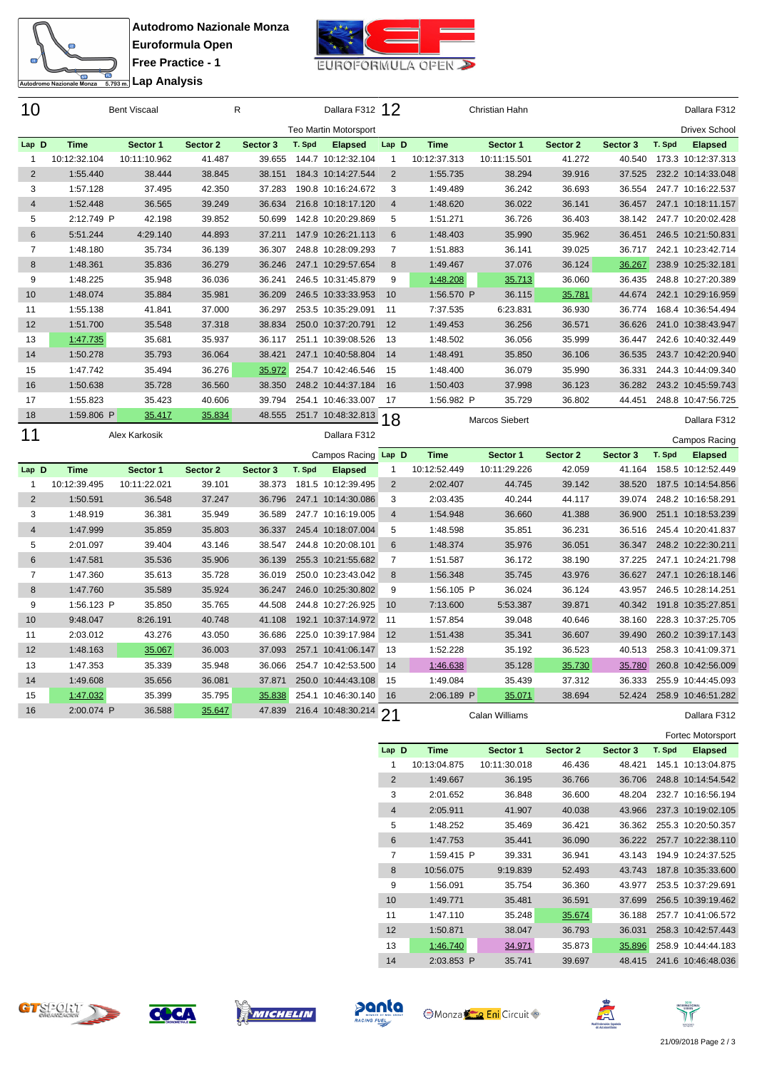**Autodromo Nazionale Monza**
**Euroformula Open**
**Free Practice - 1**
**Lap Analysis**

## 10 Bent Viscaal R — Dallara F312 — Teo Martin Motorsport

| Lap | D | Time | Sector 1 | Sector 2 | Sector 3 | T. Spd | Elapsed |
|---|---|---|---|---|---|---|---|
| 1 | | 10:12:32.104 | 10:11:10.962 | 41.487 | 39.655 | 144.7 | 10:12:32.104 |
| 2 | | 1:55.440 | 38.444 | 38.845 | 38.151 | 184.3 | 10:14:27.544 |
| 3 | | 1:57.128 | 37.495 | 42.350 | 37.283 | 190.8 | 10:16:24.672 |
| 4 | | 1:52.448 | 36.565 | 39.249 | 36.634 | 216.8 | 10:18:17.120 |
| 5 | | 2:12.749 P | 42.198 | 39.852 | 50.699 | 142.8 | 10:20:29.869 |
| 6 | | 5:51.244 | 4:29.140 | 44.893 | 37.211 | 147.9 | 10:26:21.113 |
| 7 | | 1:48.180 | 35.734 | 36.139 | 36.307 | 248.8 | 10:28:09.293 |
| 8 | | 1:48.361 | 35.836 | 36.279 | 36.246 | 247.1 | 10:29:57.654 |
| 9 | | 1:48.225 | 35.948 | 36.036 | 36.241 | 246.5 | 10:31:45.879 |
| 10 | | 1:48.074 | 35.884 | 35.981 | 36.209 | 246.5 | 10:33:33.953 |
| 11 | | 1:55.138 | 41.841 | 37.000 | 36.297 | 253.5 | 10:35:29.091 |
| 12 | | 1:51.700 | 35.548 | 37.318 | 38.834 | 250.0 | 10:37:20.791 |
| 13 | | 1:47.735 | 35.681 | 35.937 | 36.117 | 251.1 | 10:39:08.526 |
| 14 | | 1:50.278 | 35.793 | 36.064 | 38.421 | 247.1 | 10:40:58.804 |
| 15 | | 1:47.742 | 35.494 | 36.276 | 35.972 | 254.7 | 10:42:46.546 |
| 16 | | 1:50.638 | 35.728 | 36.560 | 38.350 | 248.2 | 10:44:37.184 |
| 17 | | 1:55.823 | 35.423 | 40.606 | 39.794 | 254.1 | 10:46:33.007 |
| 18 | | 1:59.806 P | 35.417 | 35.834 | 48.555 | 251.7 | 10:48:32.813 |

## 11 Alex Karkosik — Dallara F312 — Campos Racing

| Lap | D | Time | Sector 1 | Sector 2 | Sector 3 | T. Spd | Elapsed |
|---|---|---|---|---|---|---|---|
| 1 | | 10:12:39.495 | 10:11:22.021 | 39.101 | 38.373 | 181.5 | 10:12:39.495 |
| 2 | | 1:50.591 | 36.548 | 37.247 | 36.796 | 247.1 | 10:14:30.086 |
| 3 | | 1:48.919 | 36.381 | 35.949 | 36.589 | 247.7 | 10:16:19.005 |
| 4 | | 1:47.999 | 35.859 | 35.803 | 36.337 | 245.4 | 10:18:07.004 |
| 5 | | 2:01.097 | 39.404 | 43.146 | 38.547 | 244.8 | 10:20:08.101 |
| 6 | | 1:47.581 | 35.536 | 35.906 | 36.139 | 255.3 | 10:21:55.682 |
| 7 | | 1:47.360 | 35.613 | 35.728 | 36.019 | 250.0 | 10:23:43.042 |
| 8 | | 1:47.760 | 35.589 | 35.924 | 36.247 | 246.0 | 10:25:30.802 |
| 9 | | 1:56.123 P | 35.850 | 35.765 | 44.508 | 244.8 | 10:27:26.925 |
| 10 | | 9:48.047 | 8:26.191 | 40.748 | 41.108 | 192.1 | 10:37:14.972 |
| 11 | | 2:03.012 | 43.276 | 43.050 | 36.686 | 225.0 | 10:39:17.984 |
| 12 | | 1:48.163 | 35.067 | 36.003 | 37.093 | 257.1 | 10:41:06.147 |
| 13 | | 1:47.353 | 35.339 | 35.948 | 36.066 | 254.7 | 10:42:53.500 |
| 14 | | 1:49.608 | 35.656 | 36.081 | 37.871 | 250.0 | 10:44:43.108 |
| 15 | | 1:47.032 | 35.399 | 35.795 | 35.838 | 254.1 | 10:46:30.140 |
| 16 | | 2:00.074 P | 36.588 | 35.647 | 47.839 | 216.4 | 10:48:30.214 |

## 12 Christian Hahn — Dallara F312 — Drivex School

| Lap | D | Time | Sector 1 | Sector 2 | Sector 3 | T. Spd | Elapsed |
|---|---|---|---|---|---|---|---|
| 1 | | 10:12:37.313 | 10:11:15.501 | 41.272 | 40.540 | 173.3 | 10:12:37.313 |
| 2 | | 1:55.735 | 38.294 | 39.916 | 37.525 | 232.2 | 10:14:33.048 |
| 3 | | 1:49.489 | 36.242 | 36.693 | 36.554 | 247.7 | 10:16:22.537 |
| 4 | | 1:48.620 | 36.022 | 36.141 | 36.457 | 247.1 | 10:18:11.157 |
| 5 | | 1:51.271 | 36.726 | 36.403 | 38.142 | 247.7 | 10:20:02.428 |
| 6 | | 1:48.403 | 35.990 | 35.962 | 36.451 | 246.5 | 10:21:50.831 |
| 7 | | 1:51.883 | 36.141 | 39.025 | 36.717 | 242.1 | 10:23:42.714 |
| 8 | | 1:49.467 | 37.076 | 36.124 | 36.267 | 238.9 | 10:25:32.181 |
| 9 | | 1:48.208 | 35.713 | 36.060 | 36.435 | 248.8 | 10:27:20.389 |
| 10 | | 1:56.570 P | 36.115 | 35.781 | 44.674 | 242.1 | 10:29:16.959 |
| 11 | | 7:37.535 | 6:23.831 | 36.930 | 36.774 | 168.4 | 10:36:54.494 |
| 12 | | 1:49.453 | 36.256 | 36.571 | 36.626 | 241.0 | 10:38:43.947 |
| 13 | | 1:48.502 | 36.056 | 35.999 | 36.447 | 242.6 | 10:40:32.449 |
| 14 | | 1:48.491 | 35.850 | 36.106 | 36.535 | 243.7 | 10:42:20.940 |
| 15 | | 1:48.400 | 36.079 | 35.990 | 36.331 | 244.3 | 10:44:09.340 |
| 16 | | 1:50.403 | 37.998 | 36.123 | 36.282 | 243.2 | 10:45:59.743 |
| 17 | | 1:56.982 P | 35.729 | 36.802 | 44.451 | 248.8 | 10:47:56.725 |

## 18 Marcos Siebert — Dallara F312 — Campos Racing

| Lap | D | Time | Sector 1 | Sector 2 | Sector 3 | T. Spd | Elapsed |
|---|---|---|---|---|---|---|---|
| 1 | | 10:12:52.449 | 10:11:29.226 | 42.059 | 41.164 | 158.5 | 10:12:52.449 |
| 2 | | 2:02.407 | 44.745 | 39.142 | 38.520 | 187.5 | 10:14:54.856 |
| 3 | | 2:03.435 | 40.244 | 44.117 | 39.074 | 248.2 | 10:16:58.291 |
| 4 | | 1:54.948 | 36.660 | 41.388 | 36.900 | 251.1 | 10:18:53.239 |
| 5 | | 1:48.598 | 35.851 | 36.231 | 36.516 | 245.4 | 10:20:41.837 |
| 6 | | 1:48.374 | 35.976 | 36.051 | 36.347 | 248.2 | 10:22:30.211 |
| 7 | | 1:51.587 | 36.172 | 38.190 | 37.225 | 247.1 | 10:24:21.798 |
| 8 | | 1:56.348 | 35.745 | 43.976 | 36.627 | 247.1 | 10:26:18.146 |
| 9 | | 1:56.105 P | 36.024 | 36.124 | 43.957 | 246.5 | 10:28:14.251 |
| 10 | | 7:13.600 | 5:53.387 | 39.871 | 40.342 | 191.8 | 10:35:27.851 |
| 11 | | 1:57.854 | 39.048 | 40.646 | 38.160 | 228.3 | 10:37:25.705 |
| 12 | | 1:51.438 | 35.341 | 36.607 | 39.490 | 260.2 | 10:39:17.143 |
| 13 | | 1:52.228 | 35.192 | 36.523 | 40.513 | 258.3 | 10:41:09.371 |
| 14 | | 1:46.638 | 35.128 | 35.730 | 35.780 | 260.8 | 10:42:56.009 |
| 15 | | 1:49.084 | 35.439 | 37.312 | 36.333 | 255.9 | 10:44:45.093 |
| 16 | | 2:06.189 P | 35.071 | 38.694 | 52.424 | 258.9 | 10:46:51.282 |

## 21 Calan Williams — Dallara F312 — Fortec Motorsport

| Lap | D | Time | Sector 1 | Sector 2 | Sector 3 | T. Spd | Elapsed |
|---|---|---|---|---|---|---|---|
| 1 | | 10:13:04.875 | 10:11:30.018 | 46.436 | 48.421 | 145.1 | 10:13:04.875 |
| 2 | | 1:49.667 | 36.195 | 36.766 | 36.706 | 248.8 | 10:14:54.542 |
| 3 | | 2:01.652 | 36.848 | 36.600 | 48.204 | 232.7 | 10:16:56.194 |
| 4 | | 2:05.911 | 41.907 | 40.038 | 43.966 | 237.3 | 10:19:02.105 |
| 5 | | 1:48.252 | 35.469 | 36.421 | 36.362 | 255.3 | 10:20:50.357 |
| 6 | | 1:47.753 | 35.441 | 36.090 | 36.222 | 257.7 | 10:22:38.110 |
| 7 | | 1:59.415 P | 39.331 | 36.941 | 43.143 | 194.9 | 10:24:37.525 |
| 8 | | 10:56.075 | 9:19.839 | 52.493 | 43.743 | 187.8 | 10:35:33.600 |
| 9 | | 1:56.091 | 35.754 | 36.360 | 43.977 | 253.5 | 10:37:29.691 |
| 10 | | 1:49.771 | 35.481 | 36.591 | 37.699 | 256.5 | 10:39:19.462 |
| 11 | | 1:47.110 | 35.248 | 35.674 | 36.188 | 257.7 | 10:41:06.572 |
| 12 | | 1:50.871 | 38.047 | 36.793 | 36.031 | 258.3 | 10:42:57.443 |
| 13 | | 1:46.740 | 34.971 | 35.873 | 35.896 | 258.9 | 10:44:44.183 |
| 14 | | 2:03.853 P | 35.741 | 39.697 | 48.415 | 241.6 | 10:46:48.036 |

21/09/2018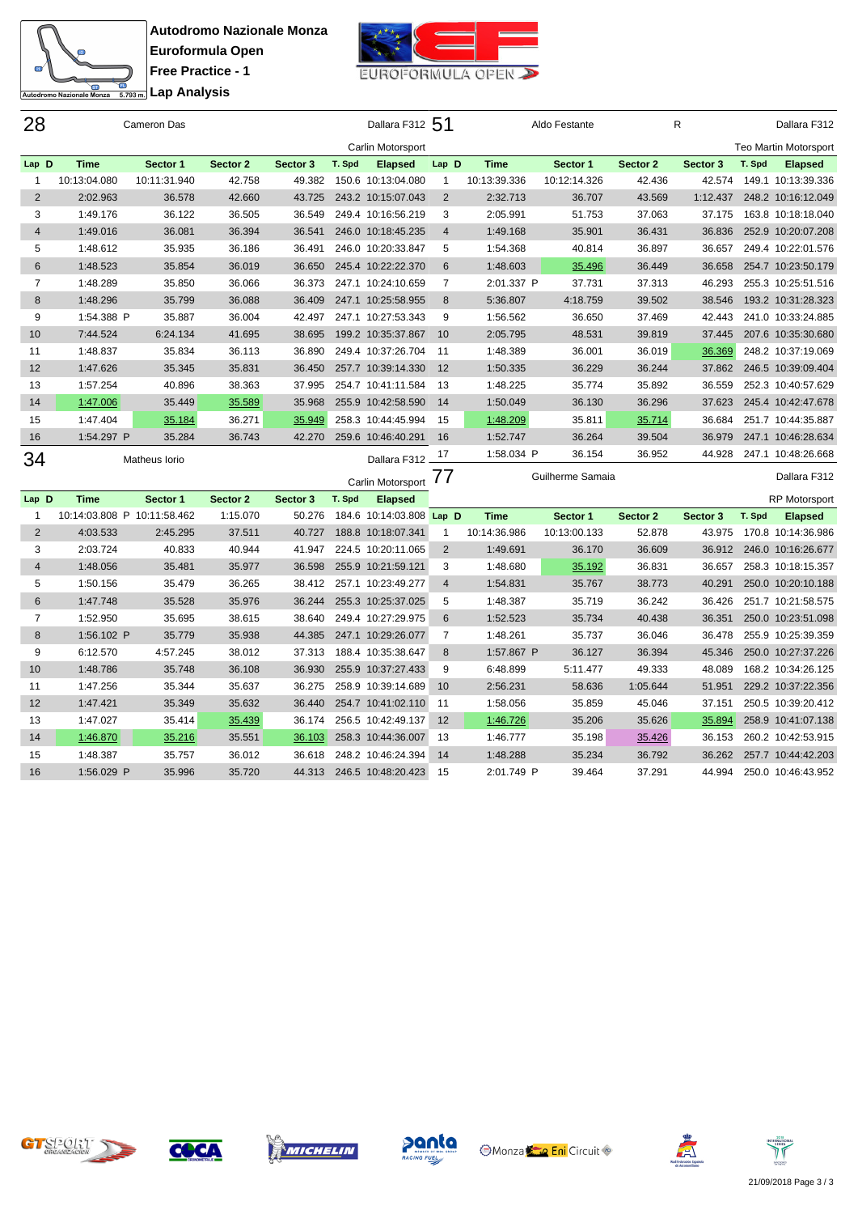**Autodromo Nazionale Monza**
**Euroformula Open**
**Free Practice - 1**
**Lap Analysis**

## 28 Cameron Das — Dallara F312 — Carlin Motorsport

| Lap | D | Time | Sector 1 | Sector 2 | Sector 3 | T. Spd | Elapsed |
|---|---|---|---|---|---|---|---|
| 1 | | 10:13:04.080 | 10:11:31.940 | 42.758 | 49.382 | 150.6 | 10:13:04.080 |
| 2 | | 2:02.963 | 36.578 | 42.660 | 43.725 | 243.2 | 10:15:07.043 |
| 3 | | 1:49.176 | 36.122 | 36.505 | 36.549 | 249.4 | 10:16:56.219 |
| 4 | | 1:49.016 | 36.081 | 36.394 | 36.541 | 246.0 | 10:18:45.235 |
| 5 | | 1:48.612 | 35.935 | 36.186 | 36.491 | 246.0 | 10:20:33.847 |
| 6 | | 1:48.523 | 35.854 | 36.019 | 36.650 | 245.4 | 10:22:22.370 |
| 7 | | 1:48.289 | 35.850 | 36.066 | 36.373 | 247.1 | 10:24:10.659 |
| 8 | | 1:48.296 | 35.799 | 36.088 | 36.409 | 247.1 | 10:25:58.955 |
| 9 | | 1:54.388 P | 35.887 | 36.004 | 42.497 | 247.1 | 10:27:53.343 |
| 10 | | 7:44.524 | 6:24.134 | 41.695 | 38.695 | 199.2 | 10:35:37.867 |
| 11 | | 1:48.837 | 35.834 | 36.113 | 36.890 | 249.4 | 10:37:26.704 |
| 12 | | 1:47.626 | 35.345 | 35.831 | 36.450 | 257.7 | 10:39:14.330 |
| 13 | | 1:57.254 | 40.896 | 38.363 | 37.995 | 254.7 | 10:41:11.584 |
| 14 | | 1:47.006 | 35.449 | 35.589 | 35.968 | 255.9 | 10:42:58.590 |
| 15 | | 1:47.404 | 35.184 | 36.271 | 35.949 | 258.3 | 10:44:45.994 |
| 16 | | 1:54.297 P | 35.284 | 36.743 | 42.270 | 259.6 | 10:46:40.291 |

## 51 Aldo Festante (R) — Dallara F312 — Teo Martin Motorsport

| Lap | D | Time | Sector 1 | Sector 2 | Sector 3 | T. Spd | Elapsed |
|---|---|---|---|---|---|---|---|
| 1 | | 10:13:39.336 | 10:12:14.326 | 42.436 | 42.574 | 149.1 | 10:13:39.336 |
| 2 | | 2:32.713 | 36.707 | 43.569 | 1:12.437 | 248.2 | 10:16:12.049 |
| 3 | | 2:05.991 | 51.753 | 37.063 | 37.175 | 163.8 | 10:18:18.040 |
| 4 | | 1:49.168 | 35.901 | 36.431 | 36.836 | 252.9 | 10:20:07.208 |
| 5 | | 1:54.368 | 40.814 | 36.897 | 36.657 | 249.4 | 10:22:01.576 |
| 6 | | 1:48.603 | 35.496 | 36.449 | 36.658 | 254.7 | 10:23:50.179 |
| 7 | | 2:01.337 P | 37.731 | 37.313 | 46.293 | 255.3 | 10:25:51.516 |
| 8 | | 5:36.807 | 4:18.759 | 39.502 | 38.546 | 193.2 | 10:31:28.323 |
| 9 | | 1:56.562 | 36.650 | 37.469 | 42.443 | 241.0 | 10:33:24.885 |
| 10 | | 2:05.795 | 48.531 | 39.819 | 37.445 | 207.6 | 10:35:30.680 |
| 11 | | 1:48.389 | 36.001 | 36.019 | 36.369 | 248.2 | 10:37:19.069 |
| 12 | | 1:50.335 | 36.229 | 36.244 | 37.862 | 246.5 | 10:39:09.404 |
| 13 | | 1:48.225 | 35.774 | 35.892 | 36.559 | 252.3 | 10:40:57.629 |
| 14 | | 1:50.049 | 36.130 | 36.296 | 37.623 | 245.4 | 10:42:47.678 |
| 15 | | 1:48.209 | 35.811 | 35.714 | 36.684 | 251.7 | 10:44:35.887 |
| 16 | | 1:52.747 | 36.264 | 39.504 | 36.979 | 247.1 | 10:46:28.634 |
| 17 | | 1:58.034 P | 36.154 | 36.952 | 44.928 | 247.1 | 10:48:26.668 |

## 34 Matheus Iorio — Dallara F312 — Carlin Motorsport

| Lap | D | Time | Sector 1 | Sector 2 | Sector 3 | T. Spd | Elapsed |
|---|---|---|---|---|---|---|---|
| 1 | | 10:14:03.808 P | 10:11:58.462 | 1:15.070 | 50.276 | 184.6 | 10:14:03.808 |
| 2 | | 4:03.533 | 2:45.295 | 37.511 | 40.727 | 188.8 | 10:18:07.341 |
| 3 | | 2:03.724 | 40.833 | 40.944 | 41.947 | 224.5 | 10:20:11.065 |
| 4 | | 1:48.056 | 35.481 | 35.977 | 36.598 | 255.9 | 10:21:59.121 |
| 5 | | 1:50.156 | 35.479 | 36.265 | 38.412 | 257.1 | 10:23:49.277 |
| 6 | | 1:47.748 | 35.528 | 35.976 | 36.244 | 255.3 | 10:25:37.025 |
| 7 | | 1:52.950 | 35.695 | 38.615 | 38.640 | 249.4 | 10:27:29.975 |
| 8 | | 1:56.102 P | 35.779 | 35.938 | 44.385 | 247.1 | 10:29:26.077 |
| 9 | | 6:12.570 | 4:57.245 | 38.012 | 37.313 | 188.4 | 10:35:38.647 |
| 10 | | 1:48.786 | 35.748 | 36.108 | 36.930 | 255.9 | 10:37:27.433 |
| 11 | | 1:47.256 | 35.344 | 35.637 | 36.275 | 258.9 | 10:39:14.689 |
| 12 | | 1:47.421 | 35.349 | 35.632 | 36.440 | 254.7 | 10:41:02.110 |
| 13 | | 1:47.027 | 35.414 | 35.439 | 36.174 | 256.5 | 10:42:49.137 |
| 14 | | 1:46.870 | 35.216 | 35.551 | 36.103 | 258.3 | 10:44:36.007 |
| 15 | | 1:48.387 | 35.757 | 36.012 | 36.618 | 248.2 | 10:46:24.394 |
| 16 | | 1:56.029 P | 35.996 | 35.720 | 44.313 | 246.5 | 10:48:20.423 |

## 77 Guilherme Samaia — Dallara F312 — RP Motorsport

| Lap | D | Time | Sector 1 | Sector 2 | Sector 3 | T. Spd | Elapsed |
|---|---|---|---|---|---|---|---|
| 1 | | 10:14:36.986 | 10:13:00.133 | 52.878 | 43.975 | 170.8 | 10:14:36.986 |
| 2 | | 1:49.691 | 36.170 | 36.609 | 36.912 | 246.0 | 10:16:26.677 |
| 3 | | 1:48.680 | 35.192 | 36.831 | 36.657 | 258.3 | 10:18:15.357 |
| 4 | | 1:54.831 | 35.767 | 38.773 | 40.291 | 250.0 | 10:20:10.188 |
| 5 | | 1:48.387 | 35.719 | 36.242 | 36.426 | 251.7 | 10:21:58.575 |
| 6 | | 1:52.523 | 35.734 | 40.438 | 36.351 | 250.0 | 10:23:51.098 |
| 7 | | 1:48.261 | 35.737 | 36.046 | 36.478 | 255.9 | 10:25:39.359 |
| 8 | | 1:57.867 P | 36.127 | 36.394 | 45.346 | 250.0 | 10:27:37.226 |
| 9 | | 6:48.899 | 5:11.477 | 49.333 | 48.089 | 168.2 | 10:34:26.125 |
| 10 | | 2:56.231 | 58.636 | 1:05.644 | 51.951 | 229.2 | 10:37:22.356 |
| 11 | | 1:58.056 | 35.859 | 45.046 | 37.151 | 250.5 | 10:39:20.412 |
| 12 | | 1:46.726 | 35.206 | 35.626 | 35.894 | 258.9 | 10:41:07.138 |
| 13 | | 1:46.777 | 35.198 | 35.426 | 36.153 | 260.2 | 10:42:53.915 |
| 14 | | 1:48.288 | 35.234 | 36.792 | 36.262 | 257.7 | 10:44:42.203 |
| 15 | | 2:01.749 P | 39.464 | 37.291 | 44.994 | 250.0 | 10:46:43.952 |

21/09/2018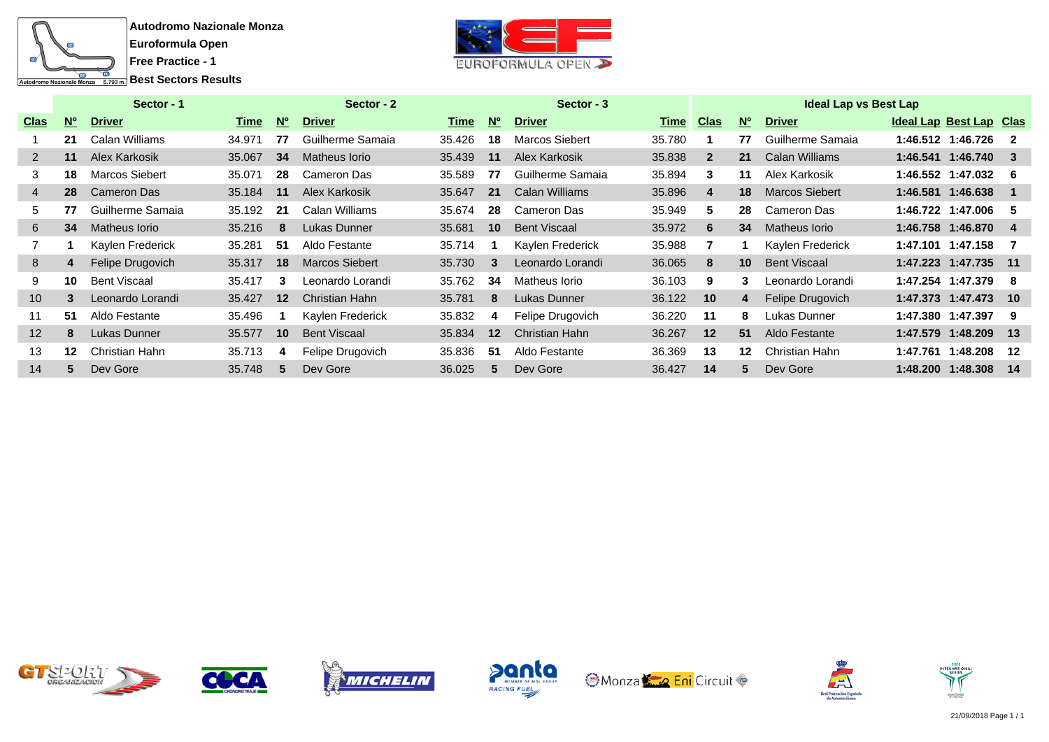**Autodromo Nazionale Monza**
**Euroformula Open**
**Free Practice - 1**
**Best Sectors Results**

| Sector - 1 | | | | Sector - 2 | | | Sector - 3 | | | Ideal Lap vs Best Lap | | | | | |
|---|---|---|---|---|---|---|---|---|---|---|---|---|---|---|---|
| **Clas** | **Nº** | **Driver** | **Time** | **Nº** | **Driver** | **Time** | **Nº** | **Driver** | **Time** | **Clas** | **Nº** | **Driver** | **Ideal Lap** | **Best Lap** | **Clas** |
| 1 | **21** | Calan Williams | 34.971 | **77** | Guilherme Samaia | 35.426 | **18** | Marcos Siebert | 35.780 | **1** | **77** | Guilherme Samaia | **1:46.512** | **1:46.726** | **2** |
| 2 | **11** | Alex Karkosik | 35.067 | **34** | Matheus Iorio | 35.439 | **11** | Alex Karkosik | 35.838 | **2** | **21** | Calan Williams | **1:46.541** | **1:46.740** | **3** |
| 3 | **18** | Marcos Siebert | 35.071 | **28** | Cameron Das | 35.589 | **77** | Guilherme Samaia | 35.894 | **3** | **11** | Alex Karkosik | **1:46.552** | **1:47.032** | **6** |
| 4 | **28** | Cameron Das | 35.184 | **11** | Alex Karkosik | 35.647 | **21** | Calan Williams | 35.896 | **4** | **18** | Marcos Siebert | **1:46.581** | **1:46.638** | **1** |
| 5 | **77** | Guilherme Samaia | 35.192 | **21** | Calan Williams | 35.674 | **28** | Cameron Das | 35.949 | **5** | **28** | Cameron Das | **1:46.722** | **1:47.006** | **5** |
| 6 | **34** | Matheus Iorio | 35.216 | **8** | Lukas Dunner | 35.681 | **10** | Bent Viscaal | 35.972 | **6** | **34** | Matheus Iorio | **1:46.758** | **1:46.870** | **4** |
| 7 | **1** | Kaylen Frederick | 35.281 | **51** | Aldo Festante | 35.714 | **1** | Kaylen Frederick | 35.988 | **7** | **1** | Kaylen Frederick | **1:47.101** | **1:47.158** | **7** |
| 8 | **4** | Felipe Drugovich | 35.317 | **18** | Marcos Siebert | 35.730 | **3** | Leonardo Lorandi | 36.065 | **8** | **10** | Bent Viscaal | **1:47.223** | **1:47.735** | **11** |
| 9 | **10** | Bent Viscaal | 35.417 | **3** | Leonardo Lorandi | 35.762 | **34** | Matheus Iorio | 36.103 | **9** | **3** | Leonardo Lorandi | **1:47.254** | **1:47.379** | **8** |
| 10 | **3** | Leonardo Lorandi | 35.427 | **12** | Christian Hahn | 35.781 | **8** | Lukas Dunner | 36.122 | **10** | **4** | Felipe Drugovich | **1:47.373** | **1:47.473** | **10** |
| 11 | **51** | Aldo Festante | 35.496 | **1** | Kaylen Frederick | 35.832 | **4** | Felipe Drugovich | 36.220 | **11** | **8** | Lukas Dunner | **1:47.380** | **1:47.397** | **9** |
| 12 | **8** | Lukas Dunner | 35.577 | **10** | Bent Viscaal | 35.834 | **12** | Christian Hahn | 36.267 | **12** | **51** | Aldo Festante | **1:47.579** | **1:48.209** | **13** |
| 13 | **12** | Christian Hahn | 35.713 | **4** | Felipe Drugovich | 35.836 | **51** | Aldo Festante | 36.369 | **13** | **12** | Christian Hahn | **1:47.761** | **1:48.208** | **12** |
| 14 | **5** | Dev Gore | 35.748 | **5** | Dev Gore | 36.025 | **5** | Dev Gore | 36.427 | **14** | **5** | Dev Gore | **1:48.200** | **1:48.308** | **14** |

21/09/2018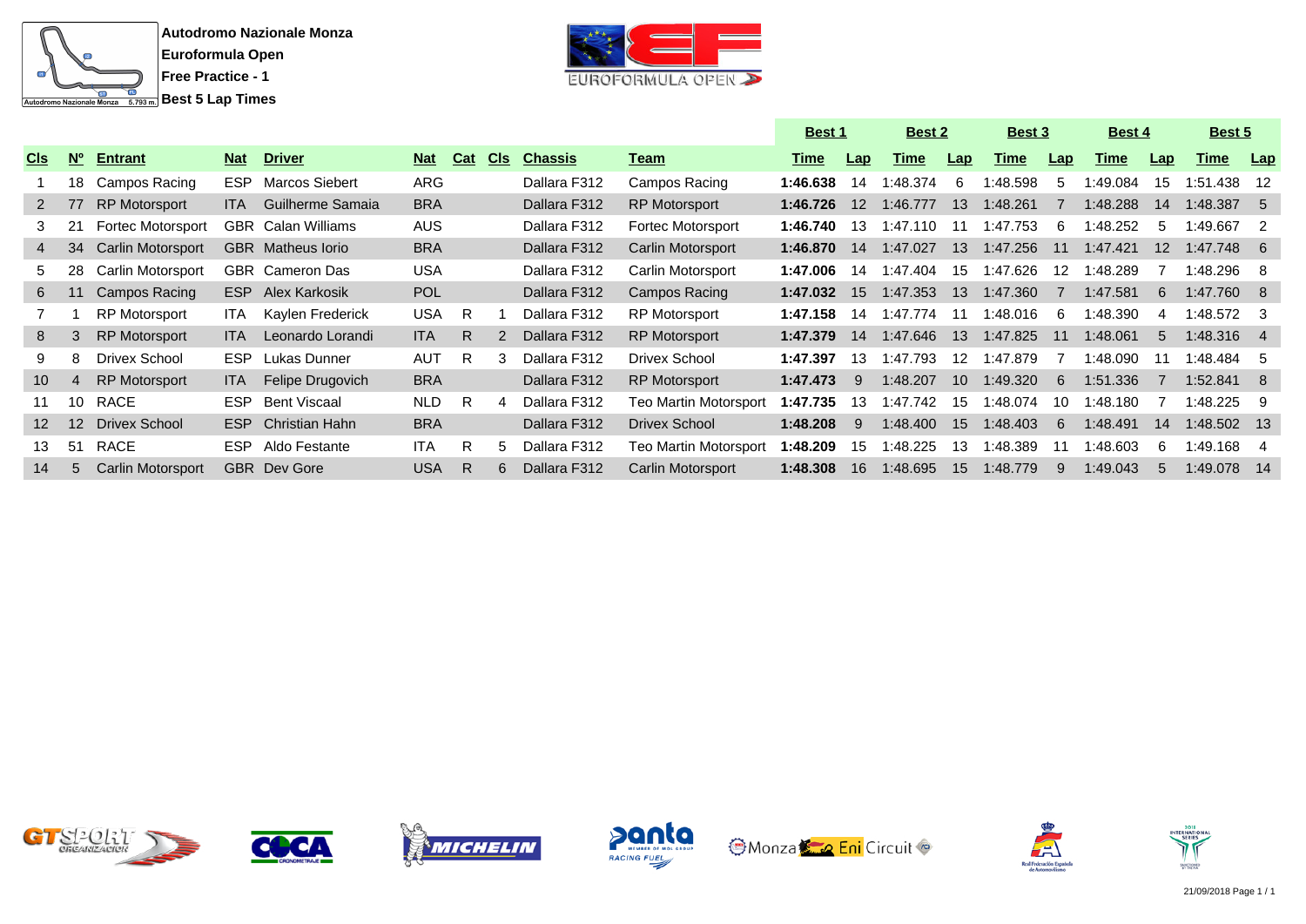**Autodromo Nazionale Monza**
**Euroformula Open**
**Free Practice - 1**
**Best 5 Lap Times**

| Cls | Nº | Entrant | Nat | Driver | Nat | Cat | Cls | Chassis | Team | Best 1 | | Best 2 | | Best 3 | | Best 4 | | Best 5 | |
|---|---|---|---|---|---|---|---|---|---|---|---|---|---|---|---|---|---|---|---|
| | | | | | | | | | | Time | Lap | Time | Lap | Time | Lap | Time | Lap | Time | Lap |
| 1 | 18 | Campos Racing | ESP | Marcos Siebert | ARG | | | Dallara F312 | Campos Racing | **1:46.638** | 14 | 1:48.374 | 6 | 1:48.598 | 5 | 1:49.084 | 15 | 1:51.438 | 12 |
| 2 | 77 | RP Motorsport | ITA | Guilherme Samaia | BRA | | | Dallara F312 | RP Motorsport | **1:46.726** | 12 | 1:46.777 | 13 | 1:48.261 | 7 | 1:48.288 | 14 | 1:48.387 | 5 |
| 3 | 21 | Fortec Motorsport | GBR | Calan Williams | AUS | | | Dallara F312 | Fortec Motorsport | **1:46.740** | 13 | 1:47.110 | 11 | 1:47.753 | 6 | 1:48.252 | 5 | 1:49.667 | 2 |
| 4 | 34 | Carlin Motorsport | GBR | Matheus Iorio | BRA | | | Dallara F312 | Carlin Motorsport | **1:46.870** | 14 | 1:47.027 | 13 | 1:47.256 | 11 | 1:47.421 | 12 | 1:47.748 | 6 |
| 5 | 28 | Carlin Motorsport | GBR | Cameron Das | USA | | | Dallara F312 | Carlin Motorsport | **1:47.006** | 14 | 1:47.404 | 15 | 1:47.626 | 12 | 1:48.289 | 7 | 1:48.296 | 8 |
| 6 | 11 | Campos Racing | ESP | Alex Karkosik | POL | | | Dallara F312 | Campos Racing | **1:47.032** | 15 | 1:47.353 | 13 | 1:47.360 | 7 | 1:47.581 | 6 | 1:47.760 | 8 |
| 7 | 1 | RP Motorsport | ITA | Kaylen Frederick | USA | R | 1 | Dallara F312 | RP Motorsport | **1:47.158** | 14 | 1:47.774 | 11 | 1:48.016 | 6 | 1:48.390 | 4 | 1:48.572 | 3 |
| 8 | 3 | RP Motorsport | ITA | Leonardo Lorandi | ITA | R | 2 | Dallara F312 | RP Motorsport | **1:47.379** | 14 | 1:47.646 | 13 | 1:47.825 | 11 | 1:48.061 | 5 | 1:48.316 | 4 |
| 9 | 8 | Drivex School | ESP | Lukas Dunner | AUT | R | 3 | Dallara F312 | Drivex School | **1:47.397** | 13 | 1:47.793 | 12 | 1:47.879 | 7 | 1:48.090 | 11 | 1:48.484 | 5 |
| 10 | 4 | RP Motorsport | ITA | Felipe Drugovich | BRA | | | Dallara F312 | RP Motorsport | **1:47.473** | 9 | 1:48.207 | 10 | 1:49.320 | 6 | 1:51.336 | 7 | 1:52.841 | 8 |
| 11 | 10 | RACE | ESP | Bent Viscaal | NLD | R | 4 | Dallara F312 | Teo Martin Motorsport | **1:47.735** | 13 | 1:47.742 | 15 | 1:48.074 | 10 | 1:48.180 | 7 | 1:48.225 | 9 |
| 12 | 12 | Drivex School | ESP | Christian Hahn | BRA | | | Dallara F312 | Drivex School | **1:48.208** | 9 | 1:48.400 | 15 | 1:48.403 | 6 | 1:48.491 | 14 | 1:48.502 | 13 |
| 13 | 51 | RACE | ESP | Aldo Festante | ITA | R | 5 | Dallara F312 | Teo Martin Motorsport | **1:48.209** | 15 | 1:48.225 | 13 | 1:48.389 | 11 | 1:48.603 | 6 | 1:49.168 | 4 |
| 14 | 5 | Carlin Motorsport | GBR | Dev Gore | USA | R | 6 | Dallara F312 | Carlin Motorsport | **1:48.308** | 16 | 1:48.695 | 15 | 1:48.779 | 9 | 1:49.043 | 5 | 1:49.078 | 14 |

21/09/2018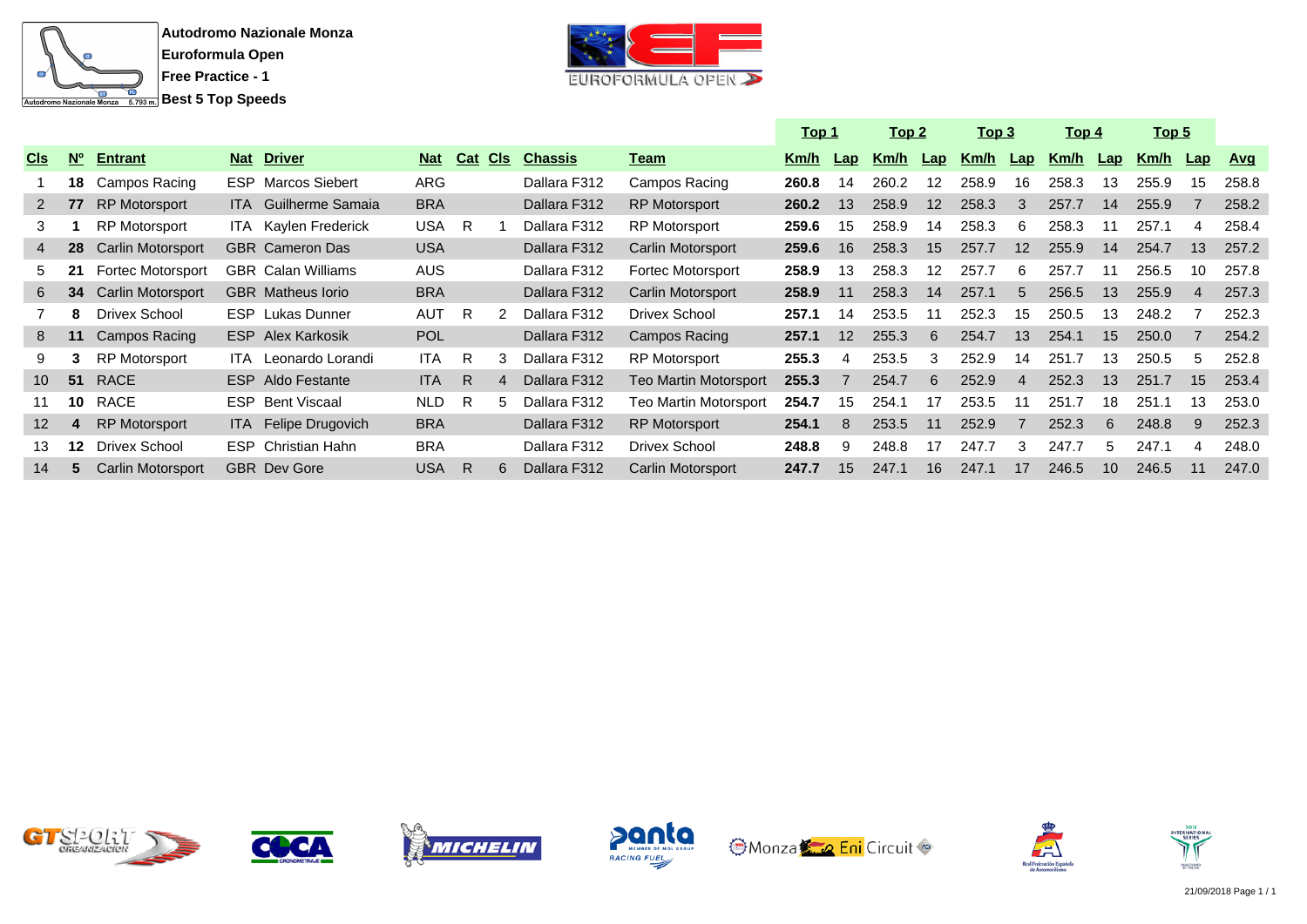**Autodromo Nazionale Monza**
**Euroformula Open**
**Free Practice - 1**
**Best 5 Top Speeds**

| Cls | Nº | Entrant | Nat | Driver | Nat | Cat | Cls | Chassis | Team | Top 1 | | Top 2 | | Top 3 | | Top 4 | | Top 5 | | |
|---|---|---|---|---|---|---|---|---|---|---|---|---|---|---|---|---|---|---|---|---|
| | | | | | | | | | | Km/h | Lap | Km/h | Lap | Km/h | Lap | Km/h | Lap | Km/h | Lap | Avg |
| 1 | **18** | Campos Racing | ESP | Marcos Siebert | ARG | | | Dallara F312 | Campos Racing | **260.8** | 14 | 260.2 | 12 | 258.9 | 16 | 258.3 | 13 | 255.9 | 15 | 258.8 |
| 2 | **77** | RP Motorsport | ITA | Guilherme Samaia | BRA | | | Dallara F312 | RP Motorsport | **260.2** | 13 | 258.9 | 12 | 258.3 | 3 | 257.7 | 14 | 255.9 | 7 | 258.2 |
| 3 | **1** | RP Motorsport | ITA | Kaylen Frederick | USA | R | 1 | Dallara F312 | RP Motorsport | **259.6** | 15 | 258.9 | 14 | 258.3 | 6 | 258.3 | 11 | 257.1 | 4 | 258.4 |
| 4 | **28** | Carlin Motorsport | GBR | Cameron Das | USA | | | Dallara F312 | Carlin Motorsport | **259.6** | 16 | 258.3 | 15 | 257.7 | 12 | 255.9 | 14 | 254.7 | 13 | 257.2 |
| 5 | **21** | Fortec Motorsport | GBR | Calan Williams | AUS | | | Dallara F312 | Fortec Motorsport | **258.9** | 13 | 258.3 | 12 | 257.7 | 6 | 257.7 | 11 | 256.5 | 10 | 257.8 |
| 6 | **34** | Carlin Motorsport | GBR | Matheus Iorio | BRA | | | Dallara F312 | Carlin Motorsport | **258.9** | 11 | 258.3 | 14 | 257.1 | 5 | 256.5 | 13 | 255.9 | 4 | 257.3 |
| 7 | **8** | Drivex School | ESP | Lukas Dunner | AUT | R | 2 | Dallara F312 | Drivex School | **257.1** | 14 | 253.5 | 11 | 252.3 | 15 | 250.5 | 13 | 248.2 | 7 | 252.3 |
| 8 | **11** | Campos Racing | ESP | Alex Karkosik | POL | | | Dallara F312 | Campos Racing | **257.1** | 12 | 255.3 | 6 | 254.7 | 13 | 254.1 | 15 | 250.0 | 7 | 254.2 |
| 9 | **3** | RP Motorsport | ITA | Leonardo Lorandi | ITA | R | 3 | Dallara F312 | RP Motorsport | **255.3** | 4 | 253.5 | 3 | 252.9 | 14 | 251.7 | 13 | 250.5 | 5 | 252.8 |
| 10 | **51** | RACE | ESP | Aldo Festante | ITA | R | 4 | Dallara F312 | Teo Martin Motorsport | **255.3** | 7 | 254.7 | 6 | 252.9 | 4 | 252.3 | 13 | 251.7 | 15 | 253.4 |
| 11 | **10** | RACE | ESP | Bent Viscaal | NLD | R | 5 | Dallara F312 | Teo Martin Motorsport | **254.7** | 15 | 254.1 | 17 | 253.5 | 11 | 251.7 | 18 | 251.1 | 13 | 253.0 |
| 12 | **4** | RP Motorsport | ITA | Felipe Drugovich | BRA | | | Dallara F312 | RP Motorsport | **254.1** | 8 | 253.5 | 11 | 252.9 | 7 | 252.3 | 6 | 248.8 | 9 | 252.3 |
| 13 | **12** | Drivex School | ESP | Christian Hahn | BRA | | | Dallara F312 | Drivex School | **248.8** | 9 | 248.8 | 17 | 247.7 | 3 | 247.7 | 5 | 247.1 | 4 | 248.0 |
| 14 | **5** | Carlin Motorsport | GBR | Dev Gore | USA | R | 6 | Dallara F312 | Carlin Motorsport | **247.7** | 15 | 247.1 | 16 | 247.1 | 17 | 246.5 | 10 | 246.5 | 11 | 247.0 |

21/09/2018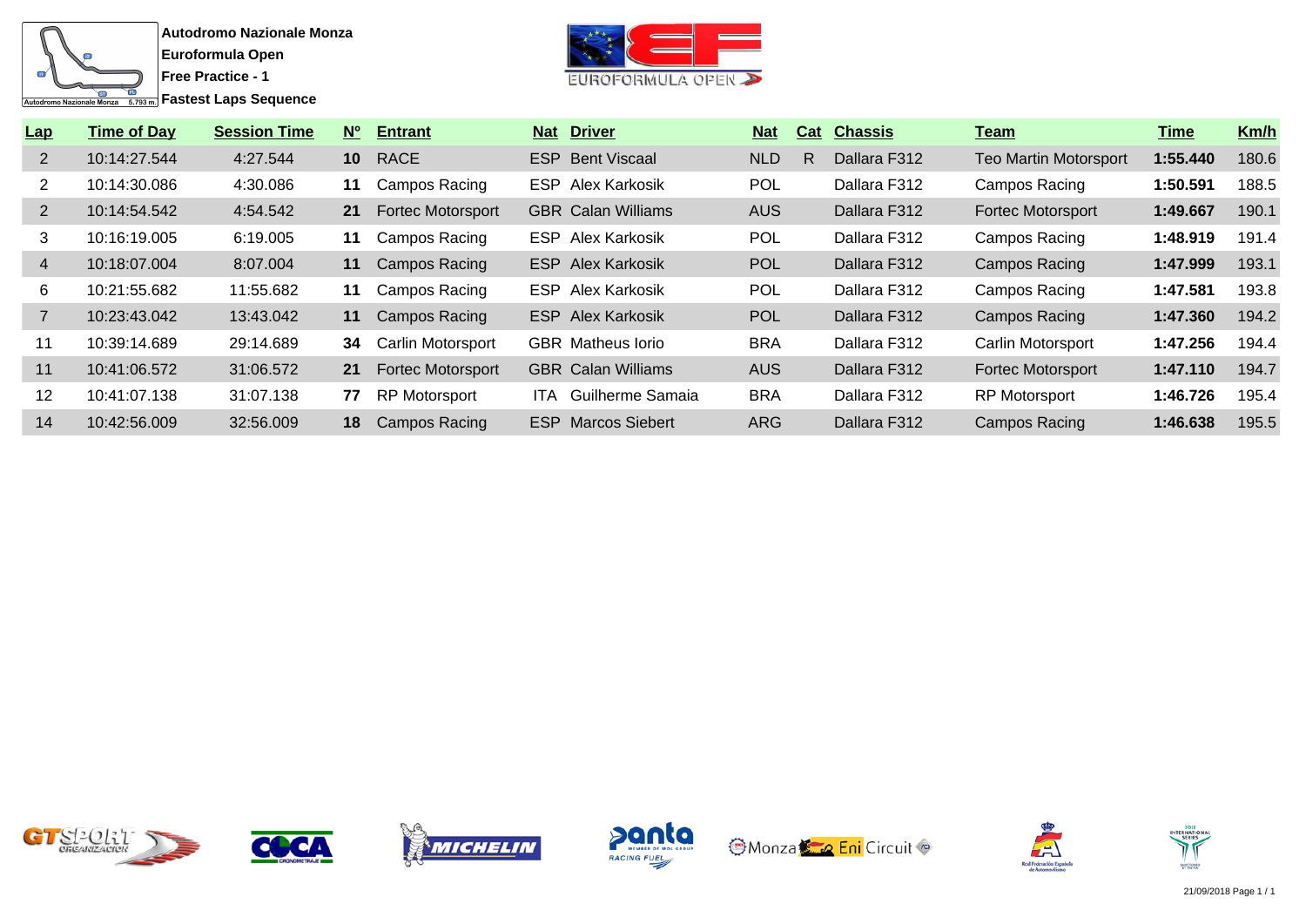**Autodromo Nazionale Monza**
**Euroformula Open**
**Free Practice - 1**
**Fastest Laps Sequence**

| Lap | Time of Day | Session Time | Nº | Entrant | Nat | Driver | Nat | Cat | Chassis | Team | Time | Km/h |
|---|---|---|---|---|---|---|---|---|---|---|---|---|
| 2 | 10:14:27.544 | 4:27.544 | **10** | RACE | ESP | Bent Viscaal | NLD | R | Dallara F312 | Teo Martin Motorsport | **1:55.440** | 180.6 |
| 2 | 10:14:30.086 | 4:30.086 | **11** | Campos Racing | ESP | Alex Karkosik | POL | | Dallara F312 | Campos Racing | **1:50.591** | 188.5 |
| 2 | 10:14:54.542 | 4:54.542 | **21** | Fortec Motorsport | GBR | Calan Williams | AUS | | Dallara F312 | Fortec Motorsport | **1:49.667** | 190.1 |
| 3 | 10:16:19.005 | 6:19.005 | **11** | Campos Racing | ESP | Alex Karkosik | POL | | Dallara F312 | Campos Racing | **1:48.919** | 191.4 |
| 4 | 10:18:07.004 | 8:07.004 | **11** | Campos Racing | ESP | Alex Karkosik | POL | | Dallara F312 | Campos Racing | **1:47.999** | 193.1 |
| 6 | 10:21:55.682 | 11:55.682 | **11** | Campos Racing | ESP | Alex Karkosik | POL | | Dallara F312 | Campos Racing | **1:47.581** | 193.8 |
| 7 | 10:23:43.042 | 13:43.042 | **11** | Campos Racing | ESP | Alex Karkosik | POL | | Dallara F312 | Campos Racing | **1:47.360** | 194.2 |
| 11 | 10:39:14.689 | 29:14.689 | **34** | Carlin Motorsport | GBR | Matheus Iorio | BRA | | Dallara F312 | Carlin Motorsport | **1:47.256** | 194.4 |
| 11 | 10:41:06.572 | 31:06.572 | **21** | Fortec Motorsport | GBR | Calan Williams | AUS | | Dallara F312 | Fortec Motorsport | **1:47.110** | 194.7 |
| 12 | 10:41:07.138 | 31:07.138 | **77** | RP Motorsport | ITA | Guilherme Samaia | BRA | | Dallara F312 | RP Motorsport | **1:46.726** | 195.4 |
| 14 | 10:42:56.009 | 32:56.009 | **18** | Campos Racing | ESP | Marcos Siebert | ARG | | Dallara F312 | Campos Racing | **1:46.638** | 195.5 |

21/09/2018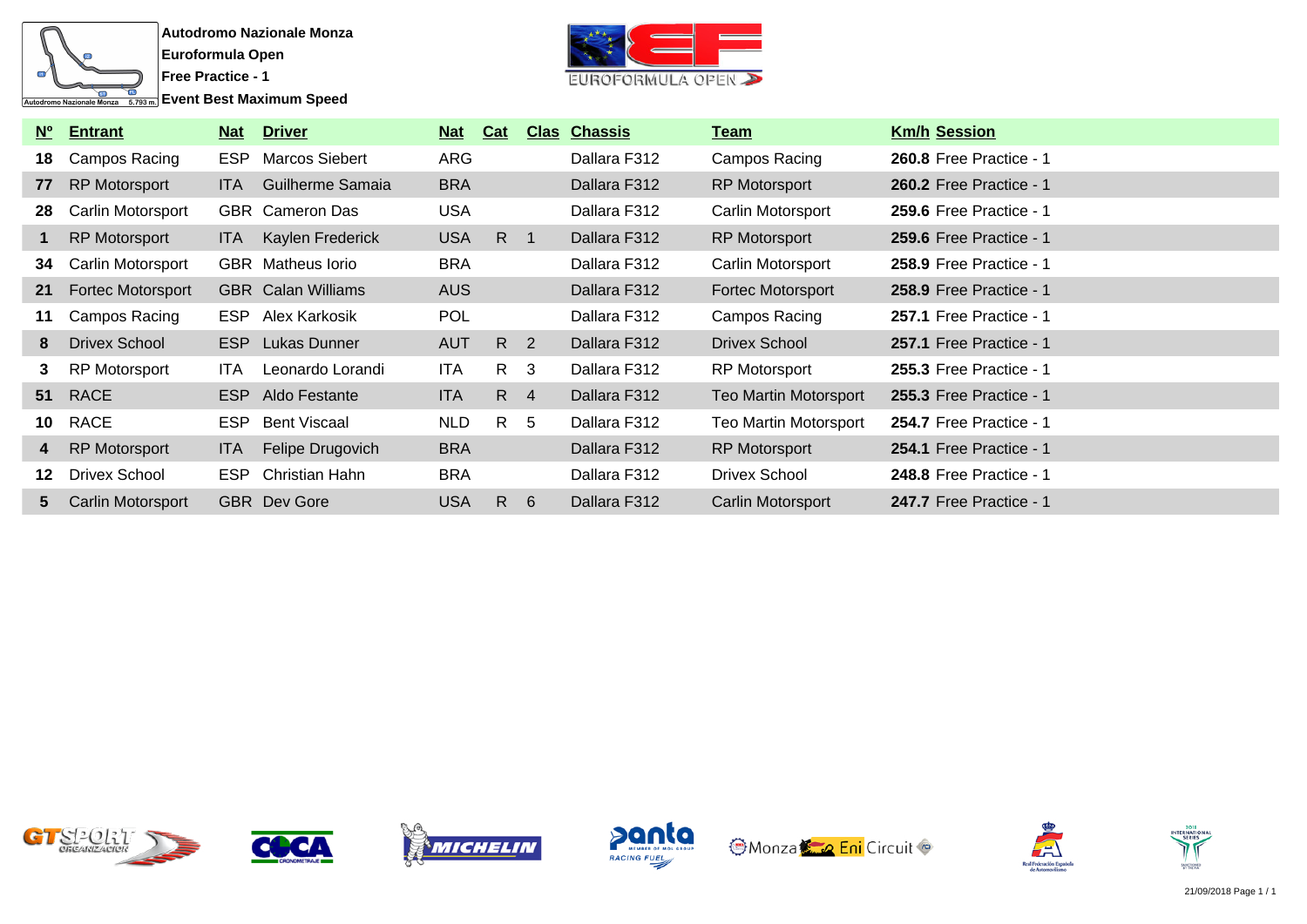**Autodromo Nazionale Monza**
**Euroformula Open**
**Free Practice - 1**
**Event Best Maximum Speed**

| Nº | Entrant | Nat | Driver | Nat | Cat | Clas | Chassis | Team | Km/h | Session |
|---|---|---|---|---|---|---|---|---|---|---|
| 18 | Campos Racing | ESP | Marcos Siebert | ARG | | | Dallara F312 | Campos Racing | **260.8** | Free Practice - 1 |
| 77 | RP Motorsport | ITA | Guilherme Samaia | BRA | | | Dallara F312 | RP Motorsport | **260.2** | Free Practice - 1 |
| 28 | Carlin Motorsport | GBR | Cameron Das | USA | | | Dallara F312 | Carlin Motorsport | **259.6** | Free Practice - 1 |
| 1 | RP Motorsport | ITA | Kaylen Frederick | USA | R | 1 | Dallara F312 | RP Motorsport | **259.6** | Free Practice - 1 |
| 34 | Carlin Motorsport | GBR | Matheus Iorio | BRA | | | Dallara F312 | Carlin Motorsport | **258.9** | Free Practice - 1 |
| 21 | Fortec Motorsport | GBR | Calan Williams | AUS | | | Dallara F312 | Fortec Motorsport | **258.9** | Free Practice - 1 |
| 11 | Campos Racing | ESP | Alex Karkosik | POL | | | Dallara F312 | Campos Racing | **257.1** | Free Practice - 1 |
| 8 | Drivex School | ESP | Lukas Dunner | AUT | R | 2 | Dallara F312 | Drivex School | **257.1** | Free Practice - 1 |
| 3 | RP Motorsport | ITA | Leonardo Lorandi | ITA | R | 3 | Dallara F312 | RP Motorsport | **255.3** | Free Practice - 1 |
| 51 | RACE | ESP | Aldo Festante | ITA | R | 4 | Dallara F312 | Teo Martin Motorsport | **255.3** | Free Practice - 1 |
| 10 | RACE | ESP | Bent Viscaal | NLD | R | 5 | Dallara F312 | Teo Martin Motorsport | **254.7** | Free Practice - 1 |
| 4 | RP Motorsport | ITA | Felipe Drugovich | BRA | | | Dallara F312 | RP Motorsport | **254.1** | Free Practice - 1 |
| 12 | Drivex School | ESP | Christian Hahn | BRA | | | Dallara F312 | Drivex School | **248.8** | Free Practice - 1 |
| 5 | Carlin Motorsport | GBR | Dev Gore | USA | R | 6 | Dallara F312 | Carlin Motorsport | **247.7** | Free Practice - 1 |

21/09/2018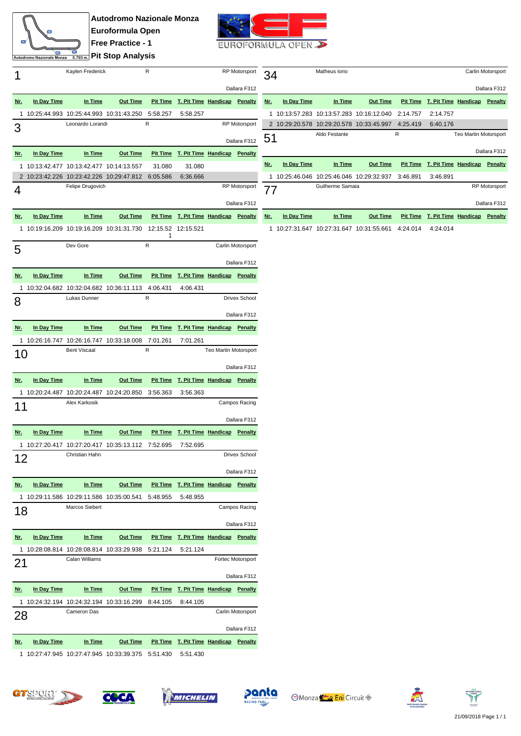# Autodromo Nazionale Monza
## Euroformula Open
## Free Practice - 1
## Pit Stop Analysis

**1** — Kaylen Frederick — R — RP Motorsport — Dallara F312

| Nr. | In Day Time | In Time | Out Time | Pit Time | T. Pit Time | Handicap | Penalty |
|---|---|---|---|---|---|---|---|
| 1 | 10:25:44.993 | 10:25:44.993 | 10:31:43.250 | 5:58.257 | 5:58.257 | | |

**3** — Leonardo Lorandi — R — RP Motorsport — Dallara F312

| Nr. | In Day Time | In Time | Out Time | Pit Time | T. Pit Time | Handicap | Penalty |
|---|---|---|---|---|---|---|---|
| 1 | 10:13:42.477 | 10:13:42.477 | 10:14:13.557 | 31.080 | 31.080 | | |
| 2 | 10:23:42.226 | 10:23:42.226 | 10:29:47.812 | 6:05.586 | 6:36.666 | | |

**4** — Felipe Drugovich — RP Motorsport — Dallara F312

| Nr. | In Day Time | In Time | Out Time | Pit Time | T. Pit Time | Handicap | Penalty |
|---|---|---|---|---|---|---|---|
| 1 | 10:19:16.209 | 10:19:16.209 | 10:31:31.730 | 12:15.521 | 12:15.521 | | |

**5** — Dev Gore — R — Carlin Motorsport — Dallara F312

| Nr. | In Day Time | In Time | Out Time | Pit Time | T. Pit Time | Handicap | Penalty |
|---|---|---|---|---|---|---|---|
| 1 | 10:32:04.682 | 10:32:04.682 | 10:36:11.113 | 4:06.431 | 4:06.431 | | |

**8** — Lukas Dunner — R — Drivex School — Dallara F312

| Nr. | In Day Time | In Time | Out Time | Pit Time | T. Pit Time | Handicap | Penalty |
|---|---|---|---|---|---|---|---|
| 1 | 10:26:16.747 | 10:26:16.747 | 10:33:18.008 | 7:01.261 | 7:01.261 | | |

**10** — Bent Viscaal — R — Teo Martin Motorsport — Dallara F312

| Nr. | In Day Time | In Time | Out Time | Pit Time | T. Pit Time | Handicap | Penalty |
|---|---|---|---|---|---|---|---|
| 1 | 10:20:24.487 | 10:20:24.487 | 10:24:20.850 | 3:56.363 | 3:56.363 | | |

**11** — Alex Karkosik — Campos Racing — Dallara F312

| Nr. | In Day Time | In Time | Out Time | Pit Time | T. Pit Time | Handicap | Penalty |
|---|---|---|---|---|---|---|---|
| 1 | 10:27:20.417 | 10:27:20.417 | 10:35:13.112 | 7:52.695 | 7:52.695 | | |

**12** — Christian Hahn — Drivex School — Dallara F312

| Nr. | In Day Time | In Time | Out Time | Pit Time | T. Pit Time | Handicap | Penalty |
|---|---|---|---|---|---|---|---|
| 1 | 10:29:11.586 | 10:29:11.586 | 10:35:00.541 | 5:48.955 | 5:48.955 | | |

**18** — Marcos Siebert — Campos Racing — Dallara F312

| Nr. | In Day Time | In Time | Out Time | Pit Time | T. Pit Time | Handicap | Penalty |
|---|---|---|---|---|---|---|---|
| 1 | 10:28:08.814 | 10:28:08.814 | 10:33:29.938 | 5:21.124 | 5:21.124 | | |

**21** — Calan Williams — Fortec Motorsport — Dallara F312

| Nr. | In Day Time | In Time | Out Time | Pit Time | T. Pit Time | Handicap | Penalty |
|---|---|---|---|---|---|---|---|
| 1 | 10:24:32.194 | 10:24:32.194 | 10:33:16.299 | 8:44.105 | 8:44.105 | | |

**28** — Cameron Das — Carlin Motorsport — Dallara F312

| Nr. | In Day Time | In Time | Out Time | Pit Time | T. Pit Time | Handicap | Penalty |
|---|---|---|---|---|---|---|---|
| 1 | 10:27:47.945 | 10:27:47.945 | 10:33:39.375 | 5:51.430 | 5:51.430 | | |

**34** — Matheus Iorio — Carlin Motorsport — Dallara F312

| Nr. | In Day Time | In Time | Out Time | Pit Time | T. Pit Time | Handicap | Penalty |
|---|---|---|---|---|---|---|---|
| 1 | 10:13:57.283 | 10:13:57.283 | 10:16:12.040 | 2:14.757 | 2:14.757 | | |
| 2 | 10:29:20.578 | 10:29:20.578 | 10:33:45.997 | 4:25.419 | 6:40.176 | | |

**51** — Aldo Festante — R — Teo Martin Motorsport — Dallara F312

| Nr. | In Day Time | In Time | Out Time | Pit Time | T. Pit Time | Handicap | Penalty |
|---|---|---|---|---|---|---|---|
| 1 | 10:25:46.046 | 10:25:46.046 | 10:29:32.937 | 3:46.891 | 3:46.891 | | |

**77** — Guilherme Samaia — RP Motorsport — Dallara F312

| Nr. | In Day Time | In Time | Out Time | Pit Time | T. Pit Time | Handicap | Penalty |
|---|---|---|---|---|---|---|---|
| 1 | 10:27:31.647 | 10:27:31.647 | 10:31:55.661 | 4:24.014 | 4:24.014 | | |

21/09/2018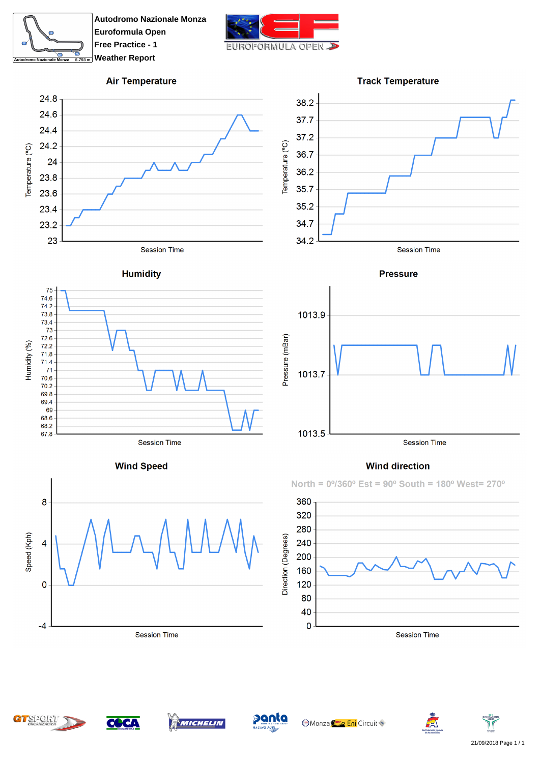Autodromo Nazionale Monza
Euroformula Open
Free Practice - 1
Weather Report

Autodromo Nazionale Monza 5.793 m.

EUROFORMULA OPEN

## Air Temperature

Temperature (ºC)

24.8
24.6
24.4
24.2
24
23.8
23.6
23.4
23.2
23

Session Time

## Track Temperature

Temperature (ºC)

38.2
37.7
37.2
36.7
36.2
35.7
35.2
34.7
34.2

Session Time

## Humidity

Humidity (%)

75
74.6
74.2
73.8
73.4
73
72.6
72.2
71.8
71.4
71
70.6
70.2
69.8
69.4
69
68.6
68.2
67.8

Session Time

## Pressure

Pressure (mBar)

1013.9
1013.7
1013.5

Session Time

## Wind Speed

Speed (Kph)

8
4
0
-4

Session Time

## Wind direction

North = 0º/360º Est = 90º South = 180º West= 270º

Direction (Degrees)

360
320
280
240
200
160
120
80
40
0

Session Time

21/09/2018